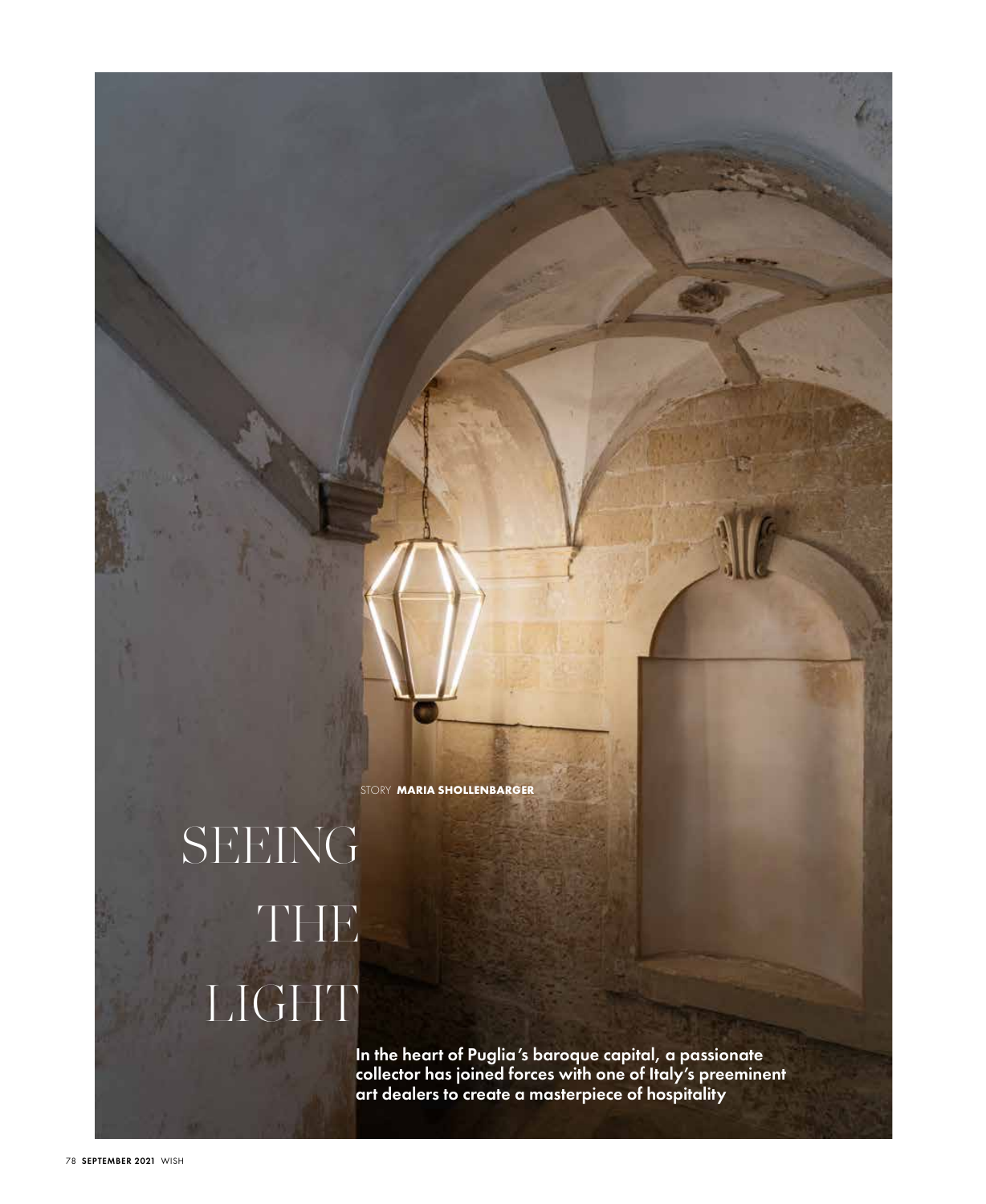STORY **MARIA SHOLLENBARGER**

# SEEING THE LIGHT

**In the heart of Puglia's baroque capital, a passionate collector has joined forces with one of Italy's preeminent art dealers to create a masterpiece of hospitality**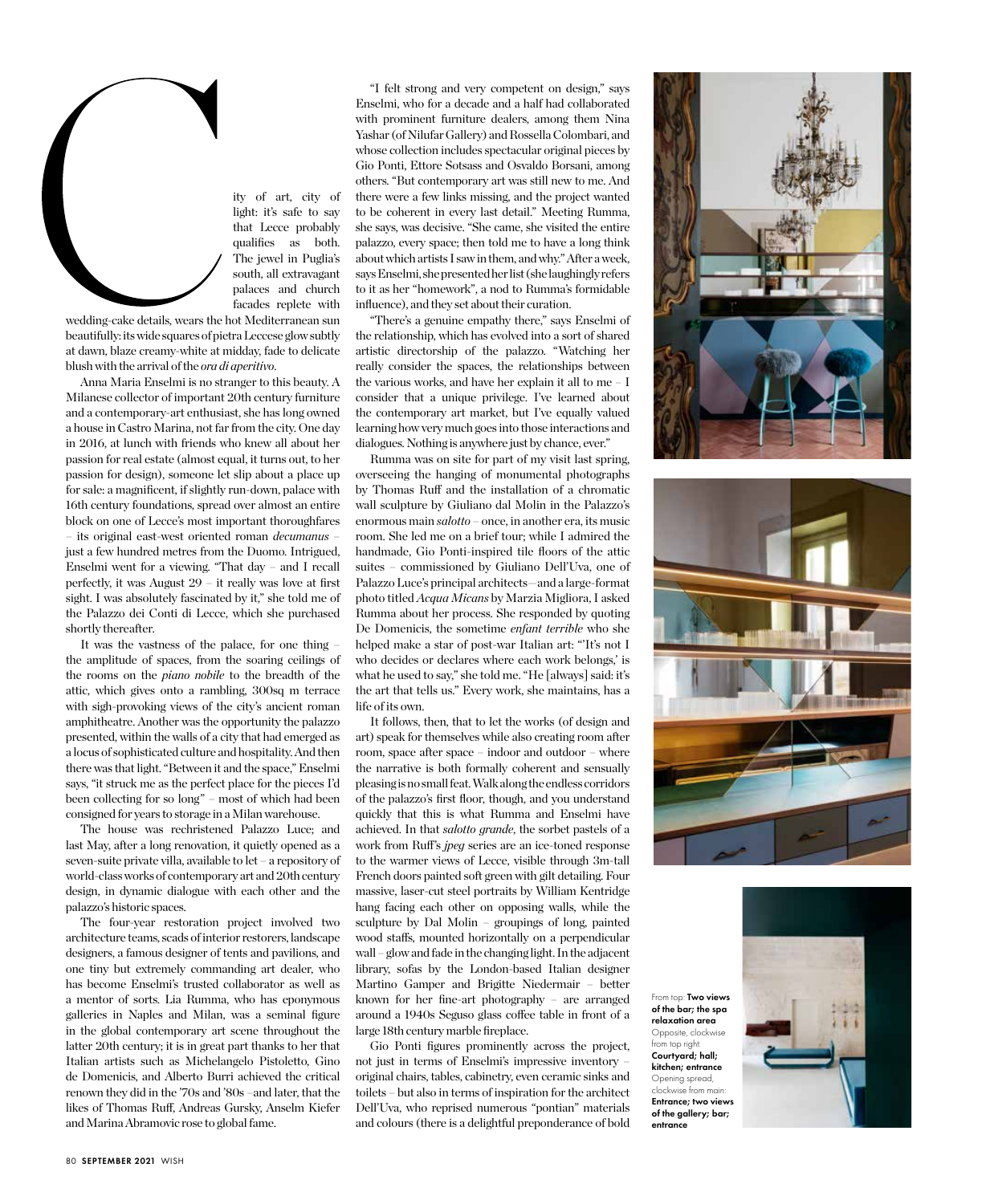City of art, city of light: it's safe to say that Lecce probably qualifies as both. The jewel in Puglia's south, all extravagant palaces and church facades replete with wedding-cake details, wears the hot Mediterranean sun beautifully: its wide squares of pietra Leccese glow subtly at dawn, blaze creamy-white at midday, fade to delicate blush with the arrival of the *ora di aperitivo*.

Anna Maria Enselmi is no stranger to this beauty. A Milanese collector of important 20th century furniture and a contemporary-art enthusiast, she has long owned a house in Castro Marina, not far from the city. One day in 2016, at lunch with friends who knew all about her passion for real estate (almost equal, it turns out, to her passion for design), someone let slip about a place up for sale: a magnificent, if slightly run-down, palace with 16th century foundations, spread over almost an entire block on one of Lecce's most important thoroughfares – its original east-west oriented roman *decumanus* – just a few hundred metres from the Duomo. Intrigued, Enselmi went for a viewing. "That day – and I recall perfectly, it was August 29 – it really was love at first sight. I was absolutely fascinated by it," she told me of the Palazzo dei Conti di Lecce, which she purchased shortly thereafter.

It was the vastness of the palace, for one thing – the amplitude of spaces, from the soaring ceilings of the rooms on the *piano nobile* to the breadth of the attic, which gives onto a rambling, 300sq m terrace with sigh-provoking views of the city's ancient roman amphitheatre. Another was the opportunity the palazzo presented, within the walls of a city that had emerged as a locus of sophisticated culture and hospitality. And then there was that light. "Between it and the space," Enselmi says, "it struck me as the perfect place for the pieces I'd been collecting for so long" – most of which had been consigned for years to storage in a Milan warehouse.

The house was rechristened Palazzo Luce; and last May, after a long renovation, it quietly opened as a seven-suite private villa, available to let – a repository of world-class works of contemporary art and 20th century design, in dynamic dialogue with each other and the palazzo's historic spaces.

The four-year restoration project involved two architecture teams, scads of interior restorers, landscape designers, a famous designer of tents and pavilions, and one tiny but extremely commanding art dealer, who has become Enselmi's trusted collaborator as well as a mentor of sorts. Lia Rumma, who has eponymous galleries in Naples and Milan, was a seminal figure in the global contemporary art scene throughout the latter 20th century; it is in great part thanks to her that Italian artists such as Michelangelo Pistoletto, Gino de Domenicis, and Alberto Burri achieved the critical renown they did in the '70s and '80s –and later, that the likes of Thomas Ruff, Andreas Gursky, Anselm Kiefer and Marina Abramovic rose to global fame.

"I felt strong and very competent on design," says Enselmi, who for a decade and a half had collaborated with prominent furniture dealers, among them Nina Yashar (of Nilufar Gallery) and Rossella Colombari, and whose collection includes spectacular original pieces by Gio Ponti, Ettore Sotsass and Osvaldo Borsani, among others. "But contemporary art was still new to me. And there were a few links missing, and the project wanted to be coherent in every last detail." Meeting Rumma, she says, was decisive. "She came, she visited the entire palazzo, every space; then told me to have a long think about which artists I saw in them, and why." After a week, says Enselmi, she presented her list (she laughingly refers to it as her "homework", a nod to Rumma's formidable influence), and they set about their curation.

"There's a genuine empathy there," says Enselmi of the relationship, which has evolved into a sort of shared artistic directorship of the palazzo. "Watching her really consider the spaces, the relationships between the various works, and have her explain it all to me – I consider that a unique privilege. I've learned about the contemporary art market, but I've equally valued learning how very much goes into those interactions and dialogues. Nothing is anywhere just by chance, ever."

Rumma was on site for part of my visit last spring, overseeing the hanging of monumental photographs by Thomas Ruff and the installation of a chromatic wall sculpture by Giuliano dal Molin in the Palazzo's enormous main *salotto* – once, in another era, its music room. She led me on a brief tour; while I admired the handmade, Gio Ponti-inspired tile floors of the attic suites – commissioned by Giuliano Dell'Uva, one of Palazzo Luce's principal architects – and a large-format photo titled *Acqua Micans* by Marzia Migliora, I asked Rumma about her process. She responded by quoting De Domenicis, the sometime *enfant terrible* who she helped make a star of post-war Italian art: "'It's not I who decides or declares where each work belongs,' is what he used to say," she told me. "He [always] said: it's the art that tells us." Every work, she maintains, has a life of its own.

It follows, then, that to let the works (of design and art) speak for themselves while also creating room after room, space after space – indoor and outdoor – where the narrative is both formally coherent and sensually pleasing is no small feat. Walk along the endless corridors of the palazzo's first floor, though, and you understand quickly that this is what Rumma and Enselmi have achieved. In that *salotto grande*, the sorbet pastels of a work from Ruff's *jpeg* series are an ice-toned response to the warmer views of Lecce, visible through 3m-tall French doors painted soft green with gilt detailing. Four massive, laser-cut steel portraits by William Kentridge hang facing each other on opposing walls, while the sculpture by Dal Molin – groupings of long, painted wood staffs, mounted horizontally on a perpendicular wall – glow and fade in the changing light. In the adjacent library, sofas by the London-based Italian designer Martino Gamper and Brigitte Niedermair – better known for her fine-art photography – are arranged around a 1940s Seguso glass coffee table in front of a large 18th century marble fireplace.

Gio Ponti figures prominently across the project, not just in terms of Enselmi's impressive inventory – original chairs, tables, cabinetry, even ceramic sinks and toilets – but also in terms of inspiration for the architect Dell'Uva, who reprised numerous "pontian" materials and colours (there is a delightful preponderance of bold

From top: **Two views of the bar; the spa relaxation area** Opposite, clockwise from top right: **Courtyard; hall; kitchen; entrance** Opening spread, clockwise from main: **Entrance; two views of the gallery; bar; entrance**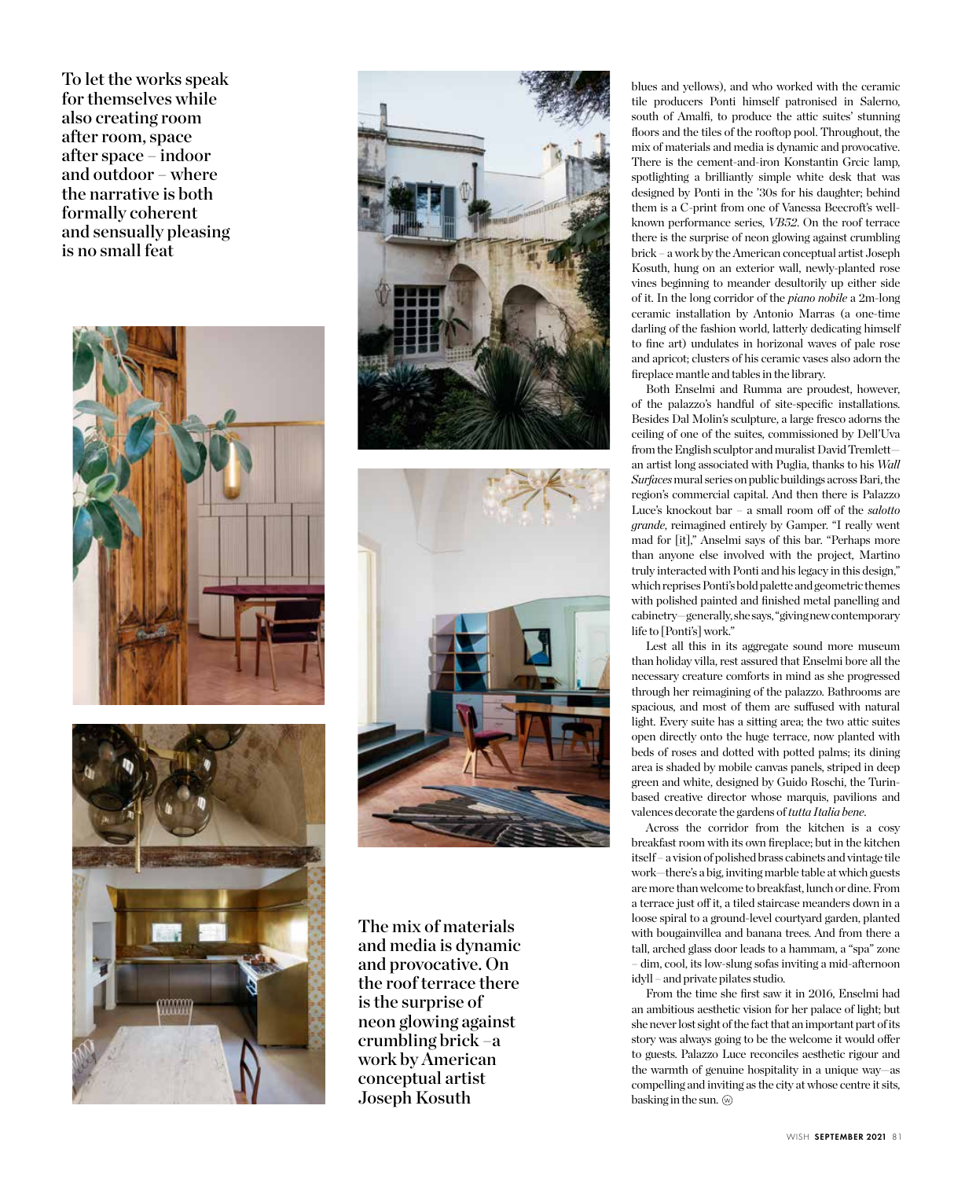To let the works speak for themselves while also creating room after room, space after space – indoor and outdoor – where the narrative is both formally coherent and sensually pleasing is no small feat

The mix of materials and media is dynamic and provocative. On the roof terrace there is the surprise of neon glowing against crumbling brick –a work by American conceptual artist Joseph Kosuth

blues and yellows), and who worked with the ceramic tile producers Ponti himself patronised in Salerno, south of Amalfi, to produce the attic suites' stunning floors and the tiles of the rooftop pool. Throughout, the mix of materials and media is dynamic and provocative. There is the cement-and-iron Konstantin Grcic lamp, spotlighting a brilliantly simple white desk that was designed by Ponti in the '30s for his daughter; behind them is a C-print from one of Vanessa Beecroft's well-known performance series, *VB52*. On the roof terrace there is the surprise of neon glowing against crumbling brick – a work by the American conceptual artist Joseph Kosuth, hung on an exterior wall, newly-planted rose vines beginning to meander desultorily up either side of it. In the long corridor of the *piano nobile* a 2m-long ceramic installation by Antonio Marras (a one-time darling of the fashion world, latterly dedicating himself to fine art) undulates in horizonal waves of pale rose and apricot; clusters of his ceramic vases also adorn the fireplace mantle and tables in the library.

Both Enselmi and Rumma are proudest, however, of the palazzo's handful of site-specific installations. Besides Dal Molin's sculpture, a large fresco adorns the ceiling of one of the suites, commissioned by Dell'Uva from the English sculptor and muralist David Tremlett—an artist long associated with Puglia, thanks to his *Wall Surfaces* mural series on public buildings across Bari, the region's commercial capital. And then there is Palazzo Luce's knockout bar – a small room off of the *salotto grande*, reimagined entirely by Gamper. "I really went mad for [it]," Anselmi says of this bar. "Perhaps more than anyone else involved with the project, Martino truly interacted with Ponti and his legacy in this design," which reprises Ponti's bold palette and geometric themes with polished painted and finished metal panelling and cabinetry—generally, she says, "giving new contemporary life to [Ponti's] work."

Lest all this in its aggregate sound more museum than holiday villa, rest assured that Enselmi bore all the necessary creature comforts in mind as she progressed through her reimagining of the palazzo. Bathrooms are spacious, and most of them are suffused with natural light. Every suite has a sitting area; the two attic suites open directly onto the huge terrace, now planted with beds of roses and dotted with potted palms; its dining area is shaded by mobile canvas panels, striped in deep green and white, designed by Guido Roschi, the Turin-based creative director whose marquis, pavilions and valences decorate the gardens of *tutta Italia bene*.

Across the corridor from the kitchen is a cosy breakfast room with its own fireplace; but in the kitchen itself – a vision of polished brass cabinets and vintage tile work—there's a big, inviting marble table at which guests are more than welcome to breakfast, lunch or dine. From a terrace just off it, a tiled staircase meanders down in a loose spiral to a ground-level courtyard garden, planted with bougainvillea and banana trees. And from there a tall, arched glass door leads to a hammam, a "spa" zone – dim, cool, its low-slung sofas inviting a mid-afternoon idyll – and private pilates studio.

From the time she first saw it in 2016, Enselmi had an ambitious aesthetic vision for her palace of light; but she never lost sight of the fact that an important part of its story was always going to be the welcome it would offer to guests. Palazzo Luce reconciles aesthetic rigour and the warmth of genuine hospitality in a unique way—as compelling and inviting as the city at whose centre it sits, basking in the sun.